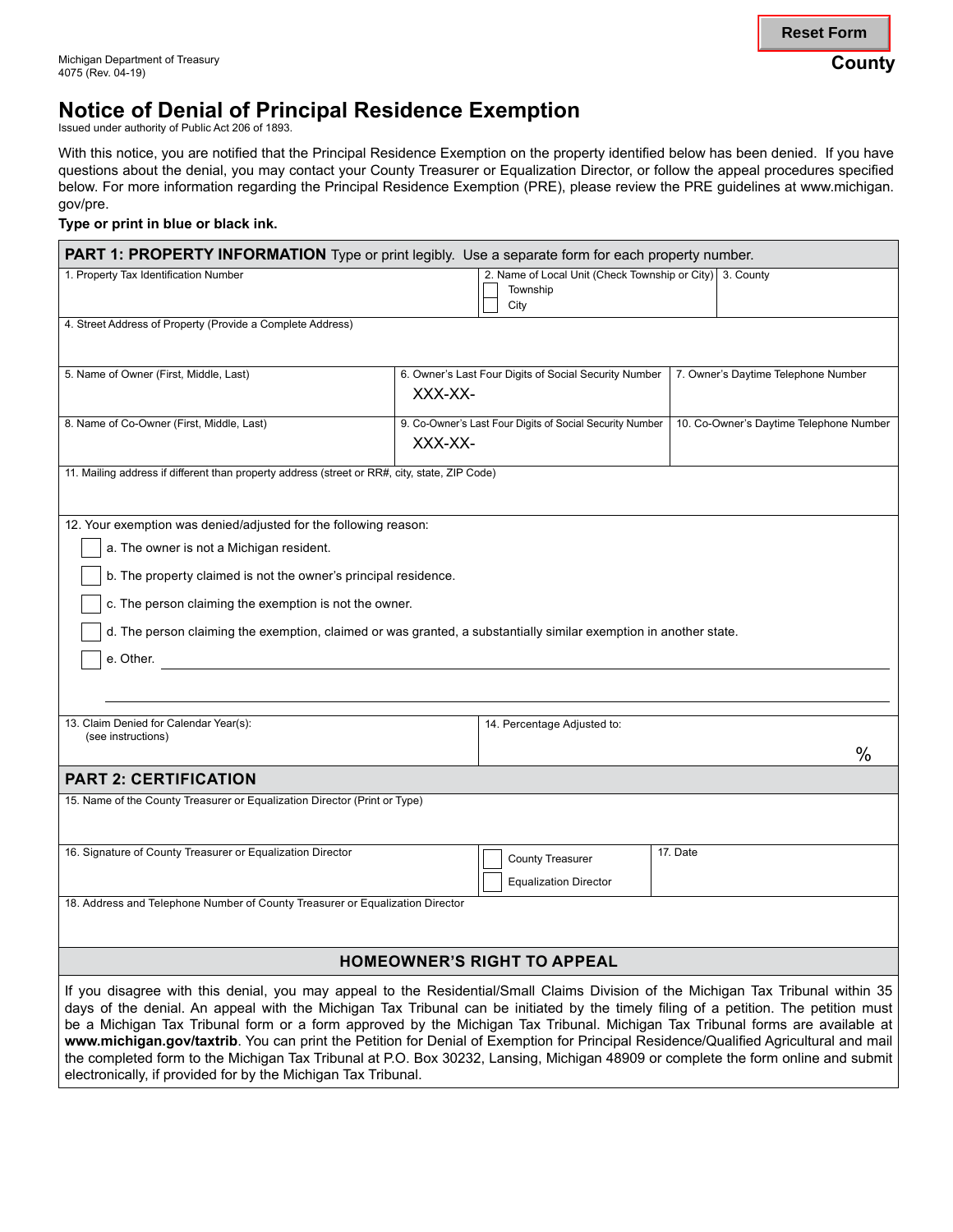Reset Form

Michigan Department of Treasury
4075 (Rev. 04-19)

**County**

# Notice of Denial of Principal Residence Exemption

Issued under authority of Public Act 206 of 1893.

With this notice, you are notified that the Principal Residence Exemption on the property identified below has been denied. If you have questions about the denial, you may contact your County Treasurer or Equalization Director, or follow the appeal procedures specified below. For more information regarding the Principal Residence Exemption (PRE), please review the PRE guidelines at www.michigan.gov/pre.

**Type or print in blue or black ink.**

## PART 1: PROPERTY INFORMATION

Type or print legibly. Use a separate form for each property number.

| 1. Property Tax Identification Number | 2. Name of Local Unit (Check Township or City) ☐ Township ☐ City | 3. County |
|---|---|---|
| | | |

| 4. Street Address of Property (Provide a Complete Address) |
|---|
| |

| 5. Name of Owner (First, Middle, Last) | 6. Owner's Last Four Digits of Social Security Number | 7. Owner's Daytime Telephone Number |
|---|---|---|
| | XXX-XX- | |

| 8. Name of Co-Owner (First, Middle, Last) | 9. Co-Owner's Last Four Digits of Social Security Number | 10. Co-Owner's Daytime Telephone Number |
|---|---|---|
| | XXX-XX- | |

| 11. Mailing address if different than property address (street or RR#, city, state, ZIP Code) |
|---|
| |

12. Your exemption was denied/adjusted for the following reason:

- ☐ a. The owner is not a Michigan resident.
- ☐ b. The property claimed is not the owner's principal residence.
- ☐ c. The person claiming the exemption is not the owner.
- ☐ d. The person claiming the exemption, claimed or was granted, a substantially similar exemption in another state.
- ☐ e. Other. ____________________

| 13. Claim Denied for Calendar Year(s): (see instructions) | 14. Percentage Adjusted to: % |
|---|---|
| | |

## PART 2: CERTIFICATION

| 15. Name of the County Treasurer or Equalization Director (Print or Type) |
|---|
| |

| 16. Signature of County Treasurer or Equalization Director | ☐ County Treasurer ☐ Equalization Director | 17. Date |
|---|---|---|
| | | |

| 18. Address and Telephone Number of County Treasurer or Equalization Director |
|---|
| |

## HOMEOWNER'S RIGHT TO APPEAL

If you disagree with this denial, you may appeal to the Residential/Small Claims Division of the Michigan Tax Tribunal within 35 days of the denial. An appeal with the Michigan Tax Tribunal can be initiated by the timely filing of a petition. The petition must be a Michigan Tax Tribunal form or a form approved by the Michigan Tax Tribunal. Michigan Tax Tribunal forms are available at **www.michigan.gov/taxtrib**. You can print the Petition for Denial of Exemption for Principal Residence/Qualified Agricultural and mail the completed form to the Michigan Tax Tribunal at P.O. Box 30232, Lansing, Michigan 48909 or complete the form online and submit electronically, if provided for by the Michigan Tax Tribunal.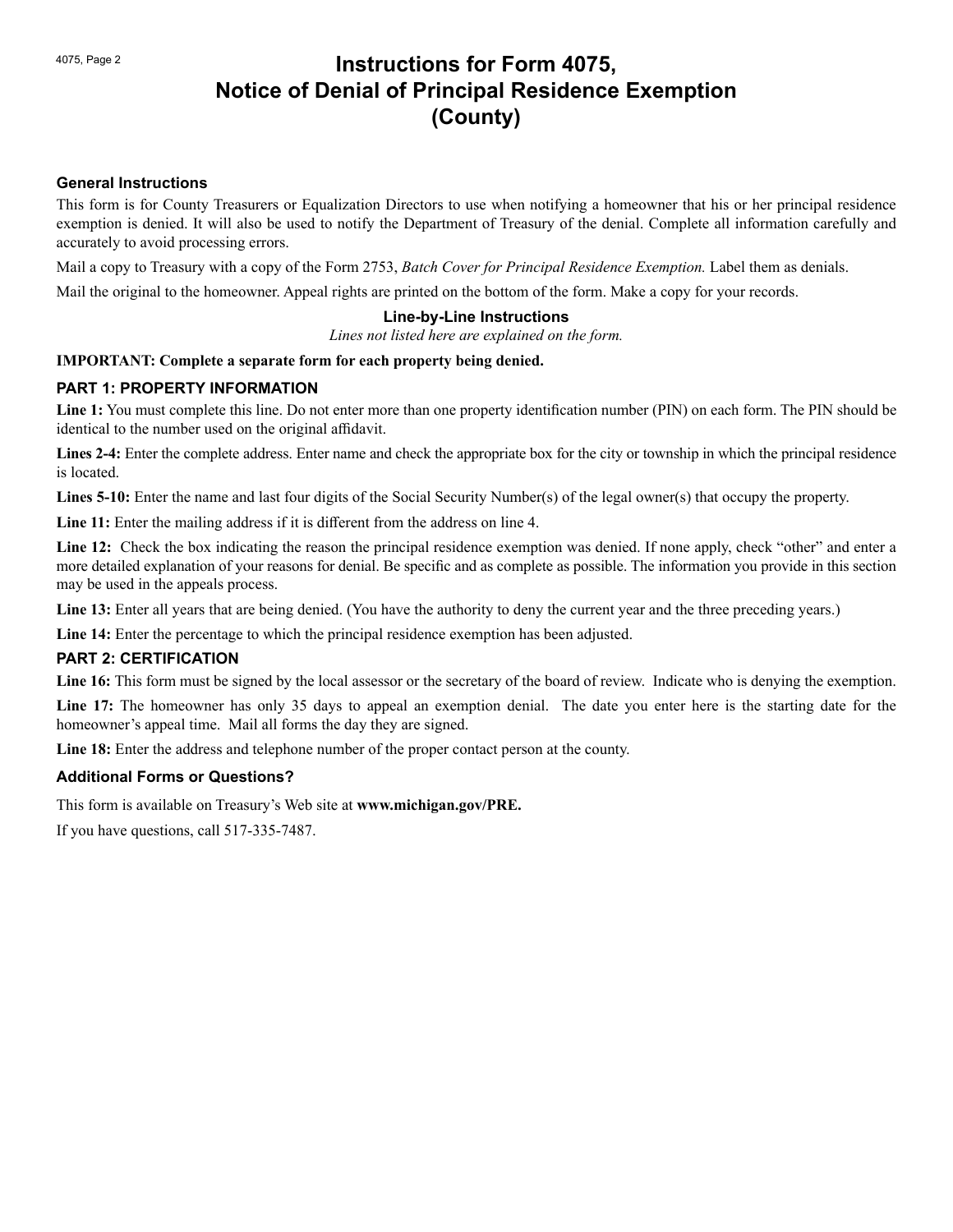# Instructions for Form 4075, Notice of Denial of Principal Residence Exemption (County)

### General Instructions

This form is for County Treasurers or Equalization Directors to use when notifying a homeowner that his or her principal residence exemption is denied. It will also be used to notify the Department of Treasury of the denial. Complete all information carefully and accurately to avoid processing errors.

Mail a copy to Treasury with a copy of the Form 2753, *Batch Cover for Principal Residence Exemption.* Label them as denials.

Mail the original to the homeowner. Appeal rights are printed on the bottom of the form. Make a copy for your records.

### Line-by-Line Instructions

*Lines not listed here are explained on the form.*

**IMPORTANT: Complete a separate form for each property being denied.**

### PART 1: PROPERTY INFORMATION

**Line 1:** You must complete this line. Do not enter more than one property identification number (PIN) on each form. The PIN should be identical to the number used on the original affidavit.

**Lines 2-4:** Enter the complete address. Enter name and check the appropriate box for the city or township in which the principal residence is located.

**Lines 5-10:** Enter the name and last four digits of the Social Security Number(s) of the legal owner(s) that occupy the property.

**Line 11:** Enter the mailing address if it is different from the address on line 4.

**Line 12:** Check the box indicating the reason the principal residence exemption was denied. If none apply, check "other" and enter a more detailed explanation of your reasons for denial. Be specific and as complete as possible. The information you provide in this section may be used in the appeals process.

**Line 13:** Enter all years that are being denied. (You have the authority to deny the current year and the three preceding years.)

**Line 14:** Enter the percentage to which the principal residence exemption has been adjusted.

### PART 2: CERTIFICATION

**Line 16:** This form must be signed by the local assessor or the secretary of the board of review. Indicate who is denying the exemption.

**Line 17:** The homeowner has only 35 days to appeal an exemption denial. The date you enter here is the starting date for the homeowner's appeal time. Mail all forms the day they are signed.

**Line 18:** Enter the address and telephone number of the proper contact person at the county.

### Additional Forms or Questions?

This form is available on Treasury's Web site at **www.michigan.gov/PRE.**

If you have questions, call 517-335-7487.